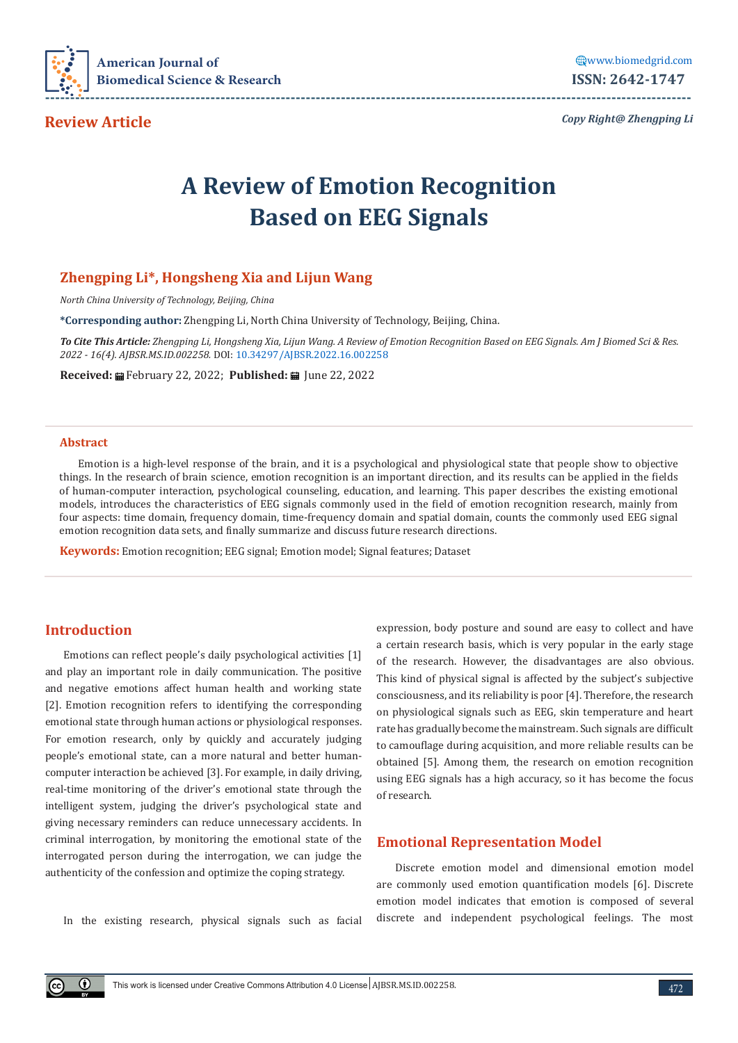Review Article

# A Review of Emotion Recognition Based on EEG Signals

## Zhengping Li*, Hongsheng Xia and Lijun Wang

*North China University of Technology, Beijing, China*

**\*Corresponding author:** Zhengping Li, North China University of Technology, Beijing, China.

***To Cite This Article:*** *Zhengping Li, Hongsheng Xia, Lijun Wang. A Review of Emotion Recognition Based on EEG Signals. Am J Biomed Sci & Res. 2022 - 16(4). AJBSR.MS.ID.002258.* DOI: 10.34297/AJBSR.2022.16.002258

**Received:** February 22, 2022; **Published:** June 22, 2022

### Abstract

Emotion is a high-level response of the brain, and it is a psychological and physiological state that people show to objective things. In the research of brain science, emotion recognition is an important direction, and its results can be applied in the fields of human-computer interaction, psychological counseling, education, and learning. This paper describes the existing emotional models, introduces the characteristics of EEG signals commonly used in the field of emotion recognition research, mainly from four aspects: time domain, frequency domain, time-frequency domain and spatial domain, counts the commonly used EEG signal emotion recognition data sets, and finally summarize and discuss future research directions.

**Keywords:** Emotion recognition; EEG signal; Emotion model; Signal features; Dataset

## Introduction

Emotions can reflect people's daily psychological activities [1] and play an important role in daily communication. The positive and negative emotions affect human health and working state [2]. Emotion recognition refers to identifying the corresponding emotional state through human actions or physiological responses. For emotion research, only by quickly and accurately judging people's emotional state, can a more natural and better human-computer interaction be achieved [3]. For example, in daily driving, real-time monitoring of the driver's emotional state through the intelligent system, judging the driver's psychological state and giving necessary reminders can reduce unnecessary accidents. In criminal interrogation, by monitoring the emotional state of the interrogated person during the interrogation, we can judge the authenticity of the confession and optimize the coping strategy.

In the existing research, physical signals such as facial expression, body posture and sound are easy to collect and have a certain research basis, which is very popular in the early stage of the research. However, the disadvantages are also obvious. This kind of physical signal is affected by the subject's subjective consciousness, and its reliability is poor [4]. Therefore, the research on physiological signals such as EEG, skin temperature and heart rate has gradually become the mainstream. Such signals are difficult to camouflage during acquisition, and more reliable results can be obtained [5]. Among them, the research on emotion recognition using EEG signals has a high accuracy, so it has become the focus of research.

## Emotional Representation Model

Discrete emotion model and dimensional emotion model are commonly used emotion quantification models [6]. Discrete emotion model indicates that emotion is composed of several discrete and independent psychological feelings. The most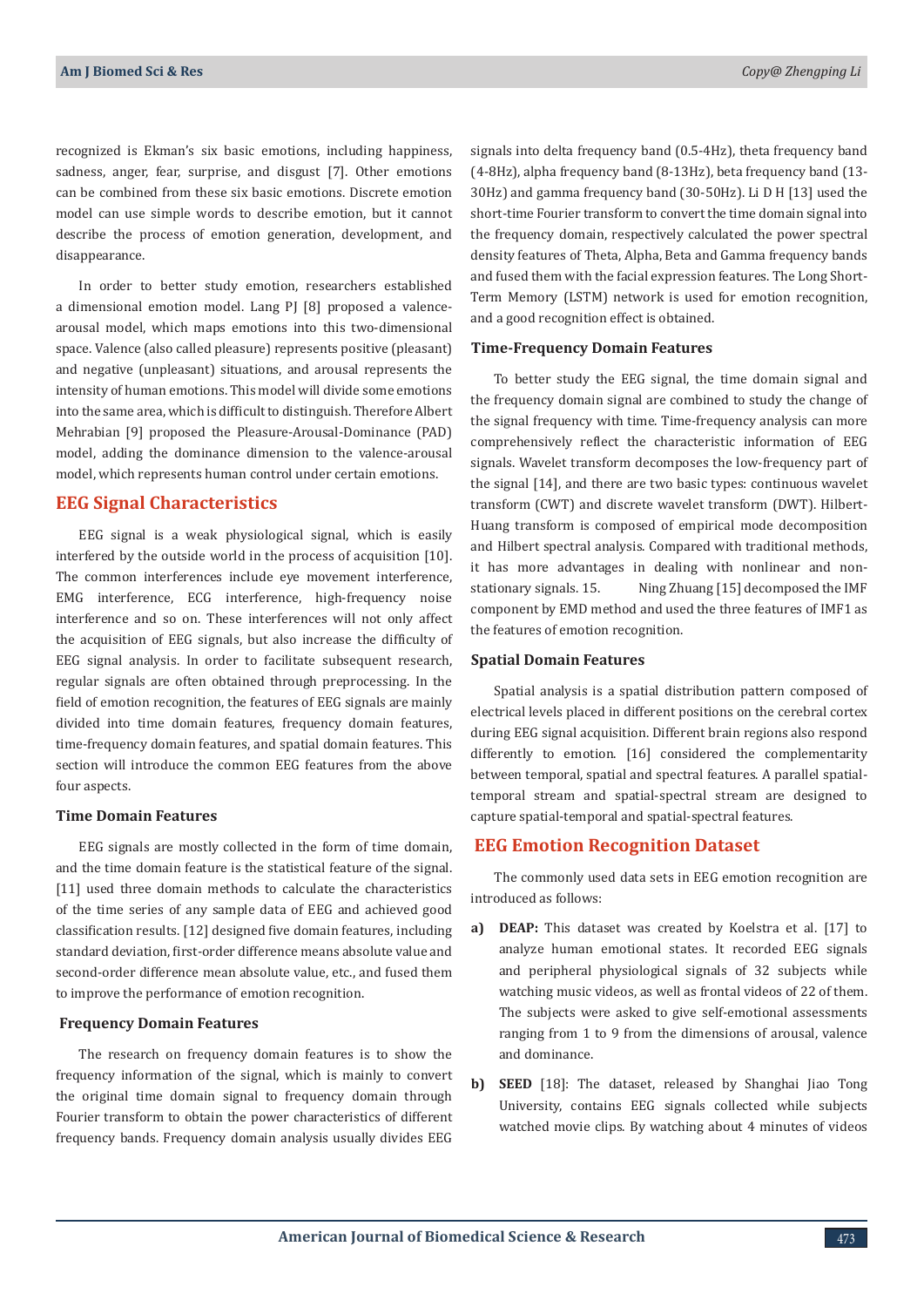recognized is Ekman's six basic emotions, including happiness, sadness, anger, fear, surprise, and disgust [7]. Other emotions can be combined from these six basic emotions. Discrete emotion model can use simple words to describe emotion, but it cannot describe the process of emotion generation, development, and disappearance.

In order to better study emotion, researchers established a dimensional emotion model. Lang PJ [8] proposed a valence-arousal model, which maps emotions into this two-dimensional space. Valence (also called pleasure) represents positive (pleasant) and negative (unpleasant) situations, and arousal represents the intensity of human emotions. This model will divide some emotions into the same area, which is difficult to distinguish. Therefore Albert Mehrabian [9] proposed the Pleasure-Arousal-Dominance (PAD) model, adding the dominance dimension to the valence-arousal model, which represents human control under certain emotions.

## EEG Signal Characteristics

EEG signal is a weak physiological signal, which is easily interfered by the outside world in the process of acquisition [10]. The common interferences include eye movement interference, EMG interference, ECG interference, high-frequency noise interference and so on. These interferences will not only affect the acquisition of EEG signals, but also increase the difficulty of EEG signal analysis. In order to facilitate subsequent research, regular signals are often obtained through preprocessing. In the field of emotion recognition, the features of EEG signals are mainly divided into time domain features, frequency domain features, time-frequency domain features, and spatial domain features. This section will introduce the common EEG features from the above four aspects.

### Time Domain Features

EEG signals are mostly collected in the form of time domain, and the time domain feature is the statistical feature of the signal. [11] used three domain methods to calculate the characteristics of the time series of any sample data of EEG and achieved good classification results. [12] designed five domain features, including standard deviation, first-order difference means absolute value and second-order difference mean absolute value, etc., and fused them to improve the performance of emotion recognition.

### Frequency Domain Features

The research on frequency domain features is to show the frequency information of the signal, which is mainly to convert the original time domain signal to frequency domain through Fourier transform to obtain the power characteristics of different frequency bands. Frequency domain analysis usually divides EEG signals into delta frequency band (0.5-4Hz), theta frequency band (4-8Hz), alpha frequency band (8-13Hz), beta frequency band (13-30Hz) and gamma frequency band (30-50Hz). Li D H [13] used the short-time Fourier transform to convert the time domain signal into the frequency domain, respectively calculated the power spectral density features of Theta, Alpha, Beta and Gamma frequency bands and fused them with the facial expression features. The Long Short-Term Memory (LSTM) network is used for emotion recognition, and a good recognition effect is obtained.

### Time-Frequency Domain Features

To better study the EEG signal, the time domain signal and the frequency domain signal are combined to study the change of the signal frequency with time. Time-frequency analysis can more comprehensively reflect the characteristic information of EEG signals. Wavelet transform decomposes the low-frequency part of the signal [14], and there are two basic types: continuous wavelet transform (CWT) and discrete wavelet transform (DWT). Hilbert-Huang transform is composed of empirical mode decomposition and Hilbert spectral analysis. Compared with traditional methods, it has more advantages in dealing with nonlinear and non-stationary signals. 15. Ning Zhuang [15] decomposed the IMF component by EMD method and used the three features of IMF1 as the features of emotion recognition.

### Spatial Domain Features

Spatial analysis is a spatial distribution pattern composed of electrical levels placed in different positions on the cerebral cortex during EEG signal acquisition. Different brain regions also respond differently to emotion. [16] considered the complementarity between temporal, spatial and spectral features. A parallel spatial-temporal stream and spatial-spectral stream are designed to capture spatial-temporal and spatial-spectral features.

## EEG Emotion Recognition Dataset

The commonly used data sets in EEG emotion recognition are introduced as follows:

a) **DEAP:** This dataset was created by Koelstra et al. [17] to analyze human emotional states. It recorded EEG signals and peripheral physiological signals of 32 subjects while watching music videos, as well as frontal videos of 22 of them. The subjects were asked to give self-emotional assessments ranging from 1 to 9 from the dimensions of arousal, valence and dominance.

b) **SEED** [18]: The dataset, released by Shanghai Jiao Tong University, contains EEG signals collected while subjects watched movie clips. By watching about 4 minutes of videos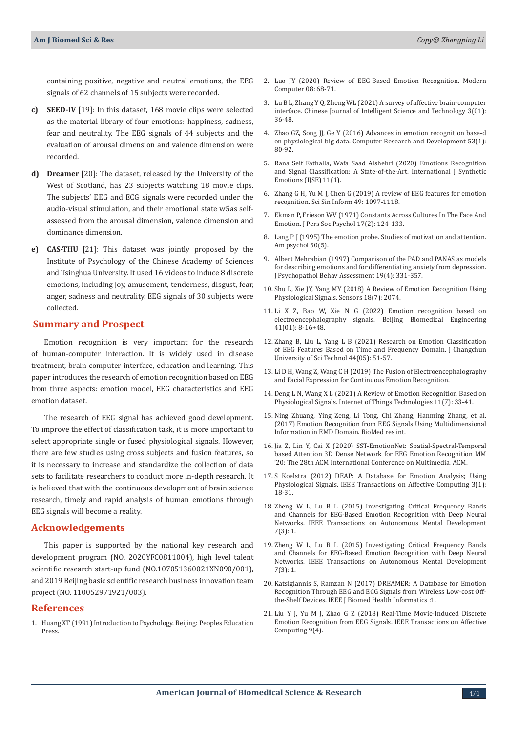containing positive, negative and neutral emotions, the EEG signals of 62 channels of 15 subjects were recorded.

c) **SEED-IV** [19]: In this dataset, 168 movie clips were selected as the material library of four emotions: happiness, sadness, fear and neutrality. The EEG signals of 44 subjects and the evaluation of arousal dimension and valence dimension were recorded.

d) **Dreamer** [20]: The dataset, released by the University of the West of Scotland, has 23 subjects watching 18 movie clips. The subjects' EEG and ECG signals were recorded under the audio-visual stimulation, and their emotional state w5as self-assessed from the arousal dimension, valence dimension and dominance dimension.

e) **CAS-THU** [21]: This dataset was jointly proposed by the Institute of Psychology of the Chinese Academy of Sciences and Tsinghua University. It used 16 videos to induce 8 discrete emotions, including joy, amusement, tenderness, disgust, fear, anger, sadness and neutrality. EEG signals of 30 subjects were collected.

## Summary and Prospect

Emotion recognition is very important for the research of human-computer interaction. It is widely used in disease treatment, brain computer interface, education and learning. This paper introduces the research of emotion recognition based on EEG from three aspects: emotion model, EEG characteristics and EEG emotion dataset.

The research of EEG signal has achieved good development. To improve the effect of classification task, it is more important to select appropriate single or fused physiological signals. However, there are few studies using cross subjects and fusion features, so it is necessary to increase and standardize the collection of data sets to facilitate researchers to conduct more in-depth research. It is believed that with the continuous development of brain science research, timely and rapid analysis of human emotions through EEG signals will become a reality.

## Acknowledgements

This paper is supported by the national key research and development program (NO. 2020YFC0811004), high level talent scientific research start-up fund (NO.107051360021XN090/001), and 2019 Beijing basic scientific research business innovation team project (NO. 110052971921/003).

## References

1. Huang XT (1991) Introduction to Psychology. Beijing: Peoples Education Press.
2. Luo JY (2020) Review of EEG-Based Emotion Recognition. Modern Computer 08: 68-71.
3. Lu B L, Zhang Y Q, Zheng WL (2021) A survey of affective brain-computer interface. Chinese Journal of Intelligent Science and Technology 3(01): 36-48.
4. Zhao GZ, Song JJ, Ge Y (2016) Advances in emotion recognition base-d on physiological big data. Computer Research and Development 53(1): 80-92.
5. Rana Seif Fathalla, Wafa Saad Alshehri (2020) Emotions Recognition and Signal Classification: A State-of-the-Art. International J Synthetic Emotions (IJSE) 11(1).
6. Zhang G H, Yu M J, Chen G (2019) A review of EEG features for emotion recognition. Sci Sin Inform 49: 1097-1118.
7. Ekman P, Frieson WV (1971) Constants Across Cultures In The Face And Emotion. J Pers Soc Psychol 17(2): 124-133.
8. Lang P J (1995) The emotion probe. Studies of motivation and attention. Am psychol 50(5).
9. Albert Mehrabian (1997) Comparison of the PAD and PANAS as models for describing emotions and for differentiating anxiety from depression. J Psychopathol Behav Assessment 19(4): 331-357.
10. Shu L, Xie JY, Yang MY (2018) A Review of Emotion Recognition Using Physiological Signals. Sensors 18(7): 2074.
11. Li X Z, Bao W, Xie N G (2022) Emotion recognition based on electroencephalography signals. Beijing Biomedical Engineering 41(01): 8-16+48.
12. Zhang B, Liu L, Yang L B (2021) Research on Emotion Classification of EEG Features Based on Time and Frequency Domain. J Changchun University of Sci Technol 44(05): 51-57.
13. Li D H, Wang Z, Wang C H (2019) The Fusion of Electroencephalography and Facial Expression for Continuous Emotion Recognition.
14. Deng L N, Wang X L (2021) A Review of Emotion Recognition Based on Physiological Signals. Internet of Things Technologies 11(7): 33-41.
15. Ning Zhuang, Ying Zeng, Li Tong, Chi Zhang, Hanming Zhang, et al. (2017) Emotion Recognition from EEG Signals Using Multidimensional Information in EMD Domain. BioMed res int.
16. Jia Z, Lin Y, Cai X (2020) SST-EmotionNet: Spatial-Spectral-Temporal based Attention 3D Dense Network for EEG Emotion Recognition MM '20: The 28th ACM International Conference on Multimedia. ACM.
17. S Koelstra (2012) DEAP: A Database for Emotion Analysis; Using Physiological Signals. IEEE Transactions on Affective Computing 3(1): 18-31.
18. Zheng W L, Lu B L (2015) Investigating Critical Frequency Bands and Channels for EEG-Based Emotion Recognition with Deep Neural Networks. IEEE Transactions on Autonomous Mental Development 7(3): 1.
19. Zheng W L, Lu B L (2015) Investigating Critical Frequency Bands and Channels for EEG-Based Emotion Recognition with Deep Neural Networks. IEEE Transactions on Autonomous Mental Development 7(3): 1.
20. Katsigiannis S, Ramzan N (2017) DREAMER: A Database for Emotion Recognition Through EEG and ECG Signals from Wireless Low-cost Off-the-Shelf Devices. IEEE J Biomed Health Informatics :1.
21. Liu Y J, Yu M J, Zhao G Z (2018) Real-Time Movie-Induced Discrete Emotion Recognition from EEG Signals. IEEE Transactions on Affective Computing 9(4).